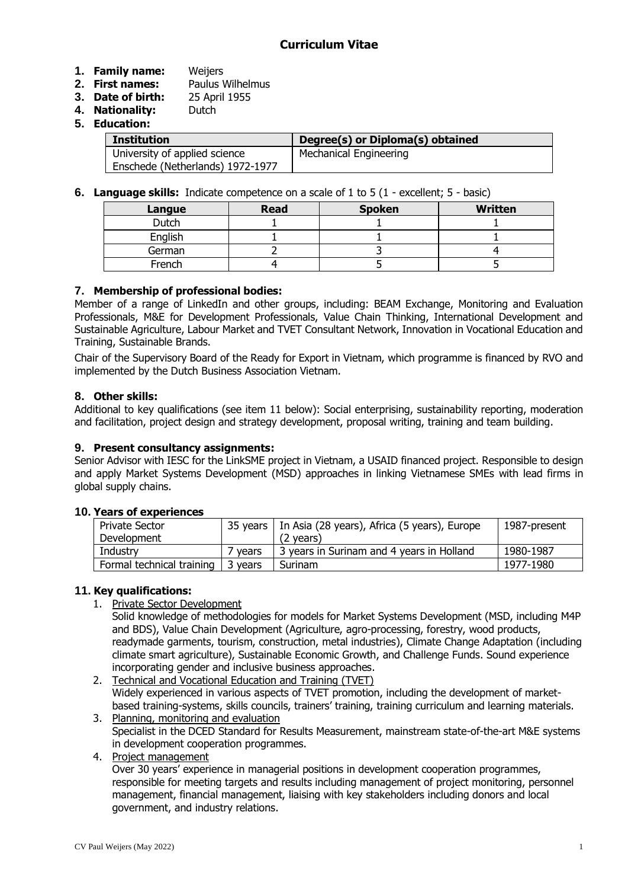# Curriculum Vitae

1. **Family name:** Weijers
2. **First names:** Paulus Wilhelmus
3. **Date of birth:** 25 April 1955
4. **Nationality:** Dutch
5. **Education:**

| Institution | Degree(s) or Diploma(s) obtained |
|---|---|
| University of applied science Enschede (Netherlands) 1972-1977 | Mechanical Engineering |

6. **Language skills:** Indicate competence on a scale of 1 to 5 (1 - excellent; 5 - basic)

| Langue | Read | Spoken | Written |
|---|---|---|---|
| Dutch | 1 | 1 | 1 |
| English | 1 | 1 | 1 |
| German | 2 | 3 | 4 |
| French | 4 | 5 | 5 |

## 7. Membership of professional bodies:

Member of a range of LinkedIn and other groups, including: BEAM Exchange, Monitoring and Evaluation Professionals, M&E for Development Professionals, Value Chain Thinking, International Development and Sustainable Agriculture, Labour Market and TVET Consultant Network, Innovation in Vocational Education and Training, Sustainable Brands.

Chair of the Supervisory Board of the Ready for Export in Vietnam, which programme is financed by RVO and implemented by the Dutch Business Association Vietnam.

## 8. Other skills:

Additional to key qualifications (see item 11 below): Social enterprising, sustainability reporting, moderation and facilitation, project design and strategy development, proposal writing, training and team building.

## 9. Present consultancy assignments:

Senior Advisor with IESC for the LinkSME project in Vietnam, a USAID financed project. Responsible to design and apply Market Systems Development (MSD) approaches in linking Vietnamese SMEs with lead firms in global supply chains.

## 10. Years of experiences

| | | | |
|---|---|---|---|
| Private Sector Development | 35 years | In Asia (28 years), Africa (5 years), Europe (2 years) | 1987-present |
| Industry | 7 years | 3 years in Surinam and 4 years in Holland | 1980-1987 |
| Formal technical training | 3 years | Surinam | 1977-1980 |

## 11. Key qualifications:

1. Private Sector Development
   Solid knowledge of methodologies for models for Market Systems Development (MSD, including M4P and BDS), Value Chain Development (Agriculture, agro-processing, forestry, wood products, readymade garments, tourism, construction, metal industries), Climate Change Adaptation (including climate smart agriculture), Sustainable Economic Growth, and Challenge Funds. Sound experience incorporating gender and inclusive business approaches.
2. Technical and Vocational Education and Training (TVET)
   Widely experienced in various aspects of TVET promotion, including the development of market-based training-systems, skills councils, trainers' training, training curriculum and learning materials.
3. Planning, monitoring and evaluation
   Specialist in the DCED Standard for Results Measurement, mainstream state-of-the-art M&E systems in development cooperation programmes.
4. Project management
   Over 30 years' experience in managerial positions in development cooperation programmes, responsible for meeting targets and results including management of project monitoring, personnel management, financial management, liaising with key stakeholders including donors and local government, and industry relations.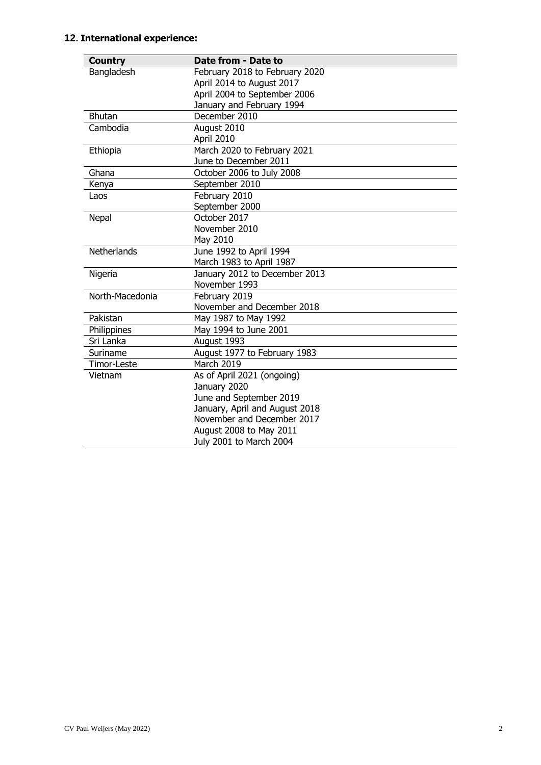**12. International experience:**

| Country | Date from - Date to |
|---|---|
| Bangladesh | February 2018 to February 2020 |
| | April 2014 to August 2017 |
| | April 2004 to September 2006 |
| | January and February 1994 |
| Bhutan | December 2010 |
| Cambodia | August 2010 |
| | April 2010 |
| Ethiopia | March 2020 to February 2021 |
| | June to December 2011 |
| Ghana | October 2006 to July 2008 |
| Kenya | September 2010 |
| Laos | February 2010 |
| | September 2000 |
| Nepal | October 2017 |
| | November 2010 |
| | May 2010 |
| Netherlands | June 1992 to April 1994 |
| | March 1983 to April 1987 |
| Nigeria | January 2012 to December 2013 |
| | November 1993 |
| North-Macedonia | February 2019 |
| | November and December 2018 |
| Pakistan | May 1987 to May 1992 |
| Philippines | May 1994 to June 2001 |
| Sri Lanka | August 1993 |
| Suriname | August 1977 to February 1983 |
| Timor-Leste | March 2019 |
| Vietnam | As of April 2021 (ongoing) |
| | January 2020 |
| | June and September 2019 |
| | January, April and August 2018 |
| | November and December 2017 |
| | August 2008 to May 2011 |
| | July 2001 to March 2004 |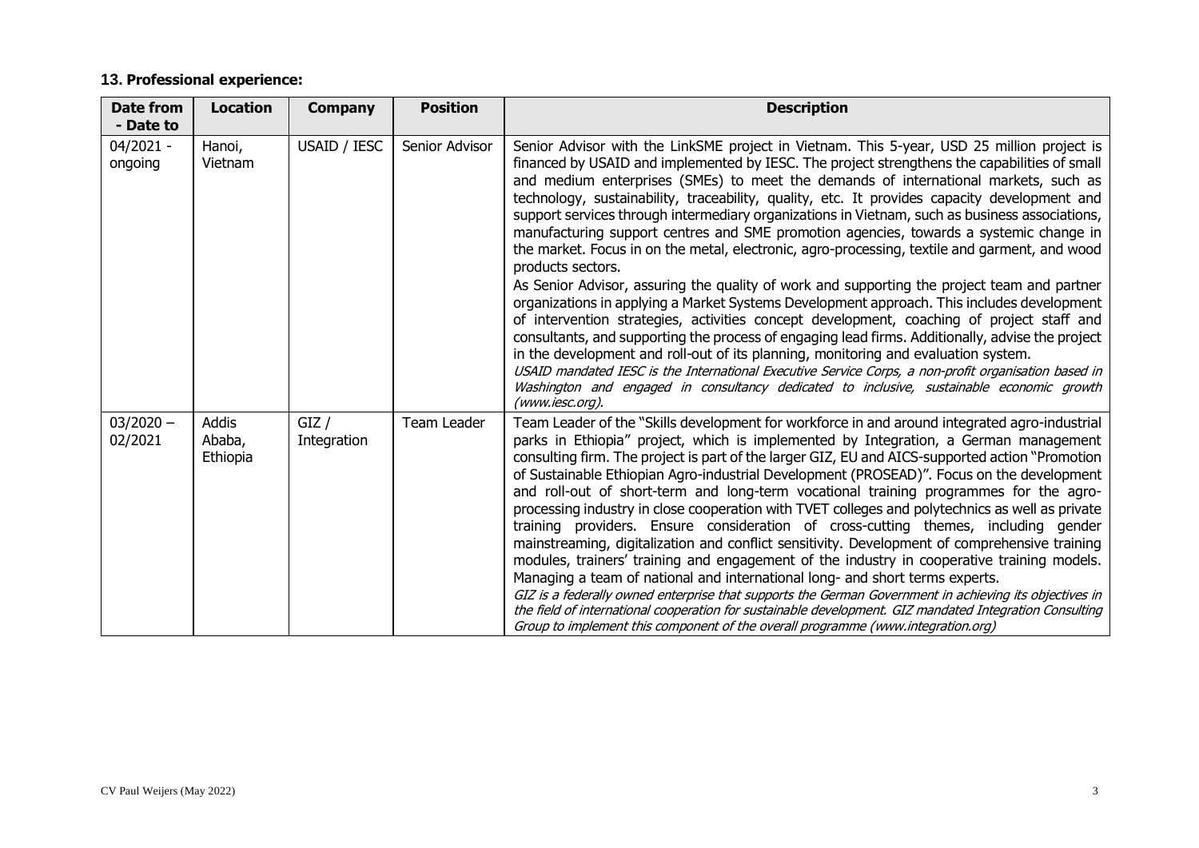### 13. Professional experience:

| Date from - Date to | Location | Company | Position | Description |
|---|---|---|---|---|
| 04/2021 - ongoing | Hanoi, Vietnam | USAID / IESC | Senior Advisor | Senior Advisor with the LinkSME project in Vietnam. This 5-year, USD 25 million project is financed by USAID and implemented by IESC. The project strengthens the capabilities of small and medium enterprises (SMEs) to meet the demands of international markets, such as technology, sustainability, traceability, quality, etc. It provides capacity development and support services through intermediary organizations in Vietnam, such as business associations, manufacturing support centres and SME promotion agencies, towards a systemic change in the market. Focus in on the metal, electronic, agro-processing, textile and garment, and wood products sectors.<br>As Senior Advisor, assuring the quality of work and supporting the project team and partner organizations in applying a Market Systems Development approach. This includes development of intervention strategies, activities concept development, coaching of project staff and consultants, and supporting the process of engaging lead firms. Additionally, advise the project in the development and roll-out of its planning, monitoring and evaluation system.<br>*USAID mandated IESC is the International Executive Service Corps, a non-profit organisation based in Washington and engaged in consultancy dedicated to inclusive, sustainable economic growth (www.iesc.org).* |
| 03/2020 – 02/2021 | Addis Ababa, Ethiopia | GIZ / Integration | Team Leader | Team Leader of the "Skills development for workforce in and around integrated agro-industrial parks in Ethiopia" project, which is implemented by Integration, a German management consulting firm. The project is part of the larger GIZ, EU and AICS-supported action "Promotion of Sustainable Ethiopian Agro-industrial Development (PROSEAD)". Focus on the development and roll-out of short-term and long-term vocational training programmes for the agro-processing industry in close cooperation with TVET colleges and polytechnics as well as private training providers. Ensure consideration of cross-cutting themes, including gender mainstreaming, digitalization and conflict sensitivity. Development of comprehensive training modules, trainers' training and engagement of the industry in cooperative training models. Managing a team of national and international long- and short terms experts.<br>*GIZ is a federally owned enterprise that supports the German Government in achieving its objectives in the field of international cooperation for sustainable development. GIZ mandated Integration Consulting Group to implement this component of the overall programme (www.integration.org)* |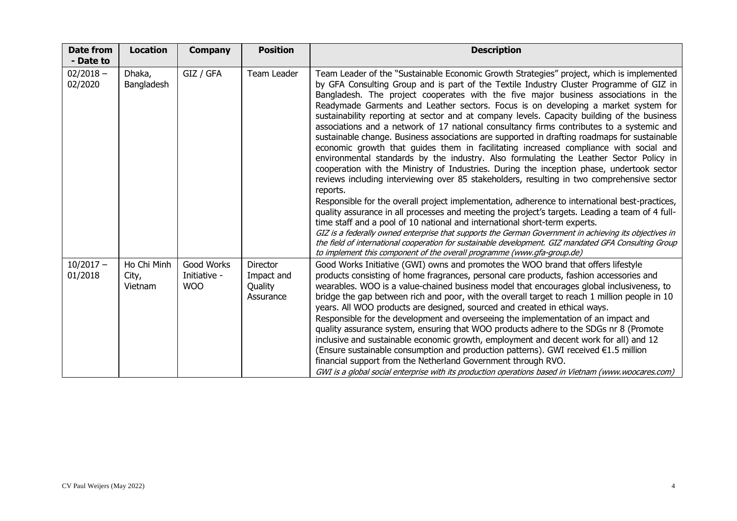| Date from - Date to | Location | Company | Position | Description |
|---|---|---|---|---|
| 02/2018 – 02/2020 | Dhaka, Bangladesh | GIZ / GFA | Team Leader | Team Leader of the "Sustainable Economic Growth Strategies" project, which is implemented by GFA Consulting Group and is part of the Textile Industry Cluster Programme of GIZ in Bangladesh. The project cooperates with the five major business associations in the Readymade Garments and Leather sectors. Focus is on developing a market system for sustainability reporting at sector and at company levels. Capacity building of the business associations and a network of 17 national consultancy firms contributes to a systemic and sustainable change. Business associations are supported in drafting roadmaps for sustainable economic growth that guides them in facilitating increased compliance with social and environmental standards by the industry. Also formulating the Leather Sector Policy in cooperation with the Ministry of Industries. During the inception phase, undertook sector reviews including interviewing over 85 stakeholders, resulting in two comprehensive sector reports.<br>Responsible for the overall project implementation, adherence to international best-practices, quality assurance in all processes and meeting the project's targets. Leading a team of 4 full-time staff and a pool of 10 national and international short-term experts.<br>*GIZ is a federally owned enterprise that supports the German Government in achieving its objectives in the field of international cooperation for sustainable development. GIZ mandated GFA Consulting Group to implement this component of the overall programme (www.gfa-group.de)* |
| 10/2017 – 01/2018 | Ho Chi Minh City, Vietnam | Good Works Initiative - WOO | Director Impact and Quality Assurance | Good Works Initiative (GWI) owns and promotes the WOO brand that offers lifestyle products consisting of home fragrances, personal care products, fashion accessories and wearables. WOO is a value-chained business model that encourages global inclusiveness, to bridge the gap between rich and poor, with the overall target to reach 1 million people in 10 years. All WOO products are designed, sourced and created in ethical ways.<br>Responsible for the development and overseeing the implementation of an impact and quality assurance system, ensuring that WOO products adhere to the SDGs nr 8 (Promote inclusive and sustainable economic growth, employment and decent work for all) and 12 (Ensure sustainable consumption and production patterns). GWI received €1.5 million financial support from the Netherland Government through RVO.<br>*GWI is a global social enterprise with its production operations based in Vietnam (www.woocares.com)* |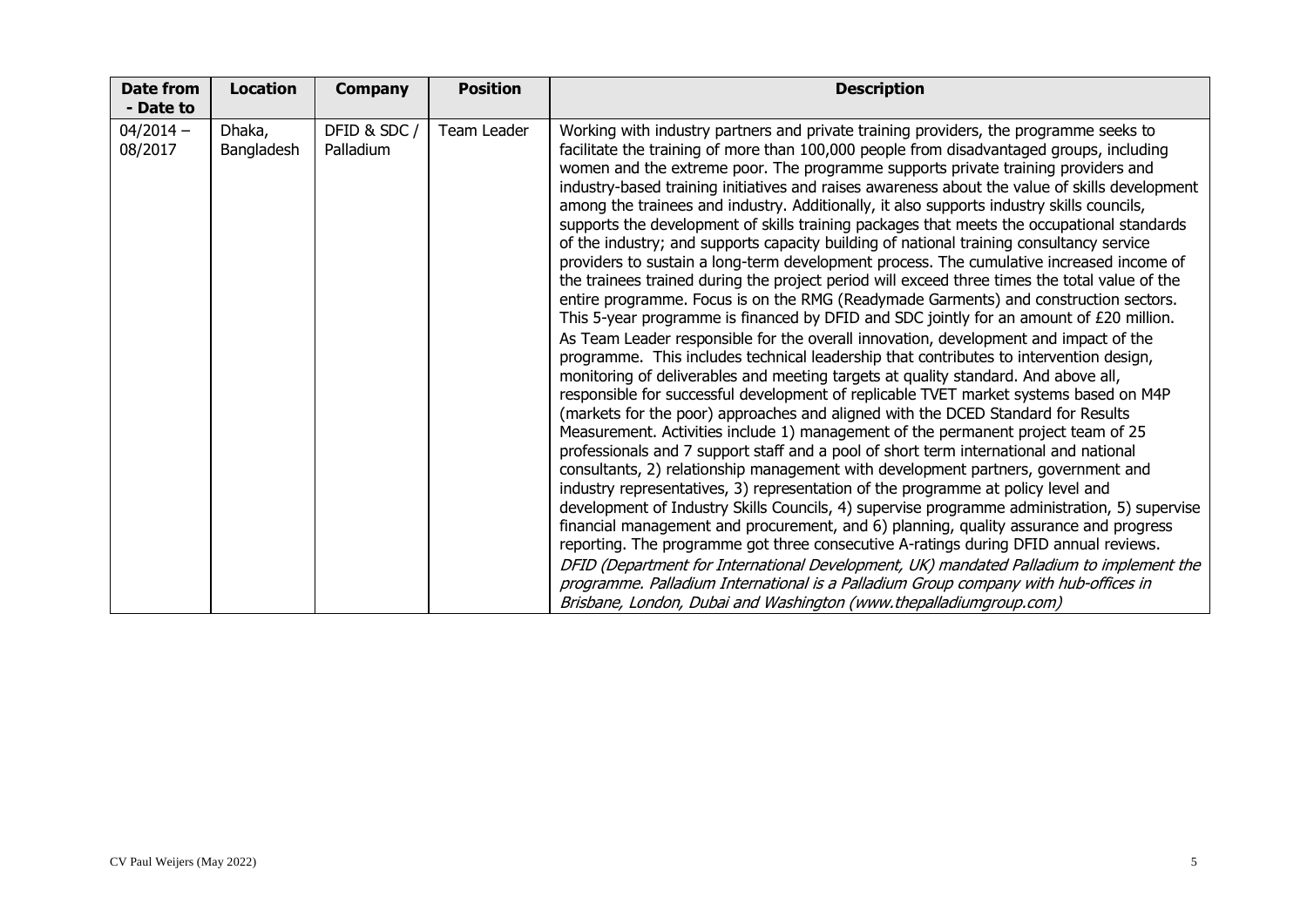| Date from - Date to | Location | Company | Position | Description |
|---|---|---|---|---|
| 04/2014 – 08/2017 | Dhaka, Bangladesh | DFID & SDC / Palladium | Team Leader | Working with industry partners and private training providers, the programme seeks to facilitate the training of more than 100,000 people from disadvantaged groups, including women and the extreme poor. The programme supports private training providers and industry-based training initiatives and raises awareness about the value of skills development among the trainees and industry. Additionally, it also supports industry skills councils, supports the development of skills training packages that meets the occupational standards of the industry; and supports capacity building of national training consultancy service providers to sustain a long-term development process. The cumulative increased income of the trainees trained during the project period will exceed three times the total value of the entire programme. Focus is on the RMG (Readymade Garments) and construction sectors. This 5-year programme is financed by DFID and SDC jointly for an amount of £20 million. As Team Leader responsible for the overall innovation, development and impact of the programme. This includes technical leadership that contributes to intervention design, monitoring of deliverables and meeting targets at quality standard. And above all, responsible for successful development of replicable TVET market systems based on M4P (markets for the poor) approaches and aligned with the DCED Standard for Results Measurement. Activities include 1) management of the permanent project team of 25 professionals and 7 support staff and a pool of short term international and national consultants, 2) relationship management with development partners, government and industry representatives, 3) representation of the programme at policy level and development of Industry Skills Councils, 4) supervise programme administration, 5) supervise financial management and procurement, and 6) planning, quality assurance and progress reporting. The programme got three consecutive A-ratings during DFID annual reviews. *DFID (Department for International Development, UK) mandated Palladium to implement the programme. Palladium International is a Palladium Group company with hub-offices in Brisbane, London, Dubai and Washington (www.thepalladiumgroup.com)* |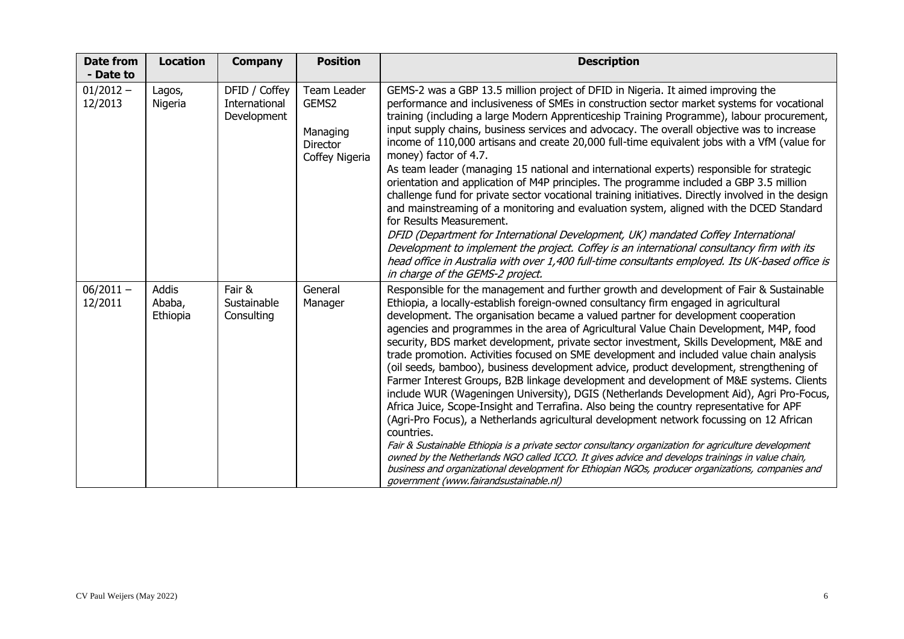| Date from - Date to | Location | Company | Position | Description |
| --- | --- | --- | --- | --- |
| 01/2012 – 12/2013 | Lagos, Nigeria | DFID / Coffey International Development | Team Leader GEMS2<br><br>Managing Director Coffey Nigeria | GEMS-2 was a GBP 13.5 million project of DFID in Nigeria. It aimed improving the performance and inclusiveness of SMEs in construction sector market systems for vocational training (including a large Modern Apprenticeship Training Programme), labour procurement, input supply chains, business services and advocacy. The overall objective was to increase income of 110,000 artisans and create 20,000 full-time equivalent jobs with a VfM (value for money) factor of 4.7.<br>As team leader (managing 15 national and international experts) responsible for strategic orientation and application of M4P principles. The programme included a GBP 3.5 million challenge fund for private sector vocational training initiatives. Directly involved in the design and mainstreaming of a monitoring and evaluation system, aligned with the DCED Standard for Results Measurement.<br>*DFID (Department for International Development, UK) mandated Coffey International Development to implement the project. Coffey is an international consultancy firm with its head office in Australia with over 1,400 full-time consultants employed. Its UK-based office is in charge of the GEMS-2 project.* |
| 06/2011 – 12/2011 | Addis Ababa, Ethiopia | Fair & Sustainable Consulting | General Manager | Responsible for the management and further growth and development of Fair & Sustainable Ethiopia, a locally-establish foreign-owned consultancy firm engaged in agricultural development. The organisation became a valued partner for development cooperation agencies and programmes in the area of Agricultural Value Chain Development, M4P, food security, BDS market development, private sector investment, Skills Development, M&E and trade promotion. Activities focused on SME development and included value chain analysis (oil seeds, bamboo), business development advice, product development, strengthening of Farmer Interest Groups, B2B linkage development and development of M&E systems. Clients include WUR (Wageningen University), DGIS (Netherlands Development Aid), Agri Pro-Focus, Africa Juice, Scope-Insight and Terrafina. Also being the country representative for APF (Agri-Pro Focus), a Netherlands agricultural development network focussing on 12 African countries.<br>*Fair & Sustainable Ethiopia is a private sector consultancy organization for agriculture development owned by the Netherlands NGO called ICCO. It gives advice and develops trainings in value chain, business and organizational development for Ethiopian NGOs, producer organizations, companies and government (www.fairandsustainable.nl)* |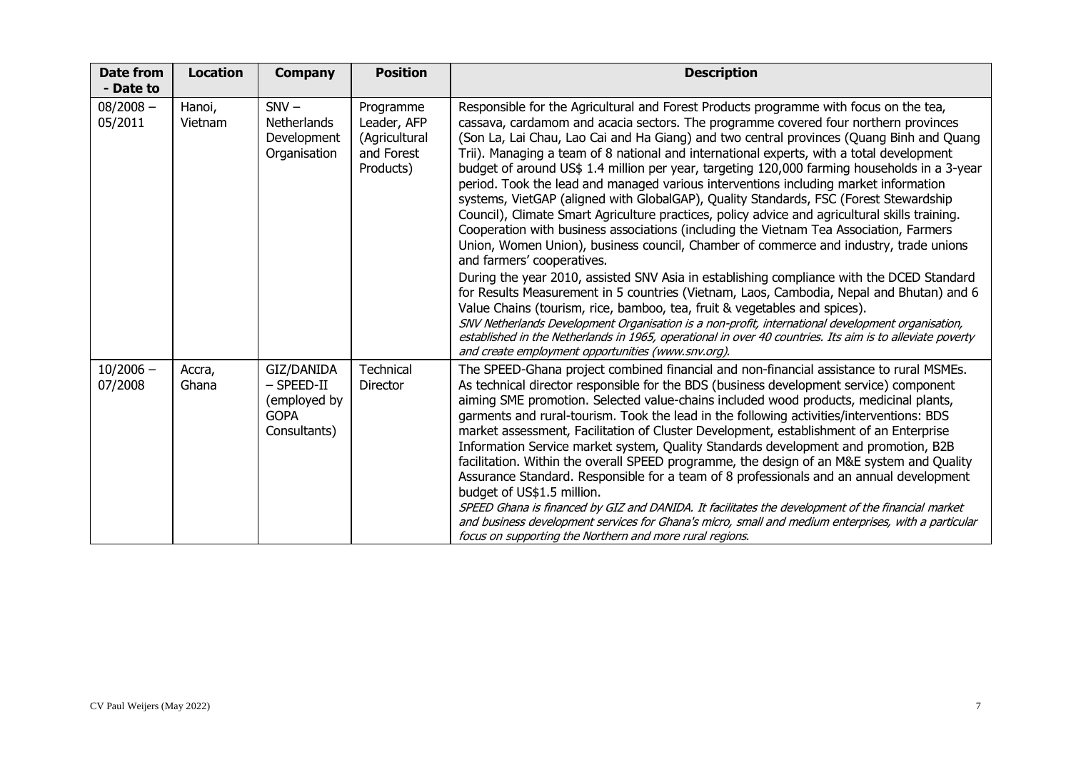| Date from - Date to | Location | Company | Position | Description |
|---|---|---|---|---|
| 08/2008 – 05/2011 | Hanoi, Vietnam | SNV – Netherlands Development Organisation | Programme Leader, AFP (Agricultural and Forest Products) | Responsible for the Agricultural and Forest Products programme with focus on the tea, cassava, cardamom and acacia sectors. The programme covered four northern provinces (Son La, Lai Chau, Lao Cai and Ha Giang) and two central provinces (Quang Binh and Quang Trii). Managing a team of 8 national and international experts, with a total development budget of around US$ 1.4 million per year, targeting 120,000 farming households in a 3-year period. Took the lead and managed various interventions including market information systems, VietGAP (aligned with GlobalGAP), Quality Standards, FSC (Forest Stewardship Council), Climate Smart Agriculture practices, policy advice and agricultural skills training. Cooperation with business associations (including the Vietnam Tea Association, Farmers Union, Women Union), business council, Chamber of commerce and industry, trade unions and farmers' cooperatives.<br>During the year 2010, assisted SNV Asia in establishing compliance with the DCED Standard for Results Measurement in 5 countries (Vietnam, Laos, Cambodia, Nepal and Bhutan) and 6 Value Chains (tourism, rice, bamboo, tea, fruit & vegetables and spices).<br>*SNV Netherlands Development Organisation is a non-profit, international development organisation, established in the Netherlands in 1965, operational in over 40 countries. Its aim is to alleviate poverty and create employment opportunities (www.snv.org).* |
| 10/2006 – 07/2008 | Accra, Ghana | GIZ/DANIDA – SPEED-II (employed by GOPA Consultants) | Technical Director | The SPEED-Ghana project combined financial and non-financial assistance to rural MSMEs. As technical director responsible for the BDS (business development service) component aiming SME promotion. Selected value-chains included wood products, medicinal plants, garments and rural-tourism. Took the lead in the following activities/interventions: BDS market assessment, Facilitation of Cluster Development, establishment of an Enterprise Information Service market system, Quality Standards development and promotion, B2B facilitation. Within the overall SPEED programme, the design of an M&E system and Quality Assurance Standard. Responsible for a team of 8 professionals and an annual development budget of US$1.5 million.<br>*SPEED Ghana is financed by GIZ and DANIDA. It facilitates the development of the financial market and business development services for Ghana's micro, small and medium enterprises, with a particular focus on supporting the Northern and more rural regions.* |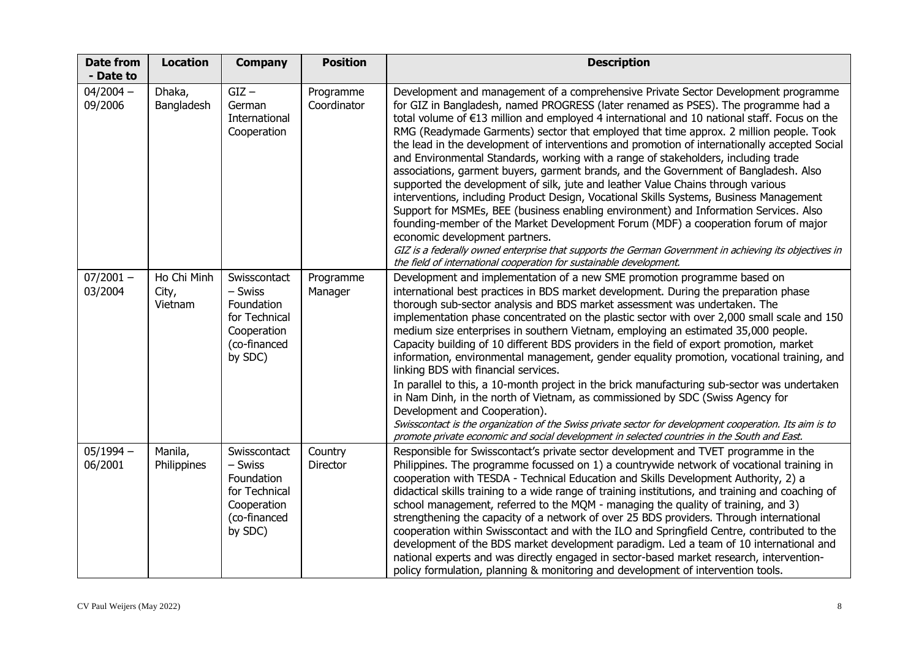| Date from - Date to | Location | Company | Position | Description |
|---|---|---|---|---|
| 04/2004 – 09/2006 | Dhaka, Bangladesh | GIZ – German International Cooperation | Programme Coordinator | Development and management of a comprehensive Private Sector Development programme for GIZ in Bangladesh, named PROGRESS (later renamed as PSES). The programme had a total volume of €13 million and employed 4 international and 10 national staff. Focus on the RMG (Readymade Garments) sector that employed that time approx. 2 million people. Took the lead in the development of interventions and promotion of internationally accepted Social and Environmental Standards, working with a range of stakeholders, including trade associations, garment buyers, garment brands, and the Government of Bangladesh. Also supported the development of silk, jute and leather Value Chains through various interventions, including Product Design, Vocational Skills Systems, Business Management Support for MSMEs, BEE (business enabling environment) and Information Services. Also founding-member of the Market Development Forum (MDF) a cooperation forum of major economic development partners.<br>*GIZ is a federally owned enterprise that supports the German Government in achieving its objectives in the field of international cooperation for sustainable development.* |
| 07/2001 – 03/2004 | Ho Chi Minh City, Vietnam | Swisscontact – Swiss Foundation for Technical Cooperation (co-financed by SDC) | Programme Manager | Development and implementation of a new SME promotion programme based on international best practices in BDS market development. During the preparation phase thorough sub-sector analysis and BDS market assessment was undertaken. The implementation phase concentrated on the plastic sector with over 2,000 small scale and 150 medium size enterprises in southern Vietnam, employing an estimated 35,000 people. Capacity building of 10 different BDS providers in the field of export promotion, market information, environmental management, gender equality promotion, vocational training, and linking BDS with financial services.<br>In parallel to this, a 10-month project in the brick manufacturing sub-sector was undertaken in Nam Dinh, in the north of Vietnam, as commissioned by SDC (Swiss Agency for Development and Cooperation).<br>*Swisscontact is the organization of the Swiss private sector for development cooperation. Its aim is to promote private economic and social development in selected countries in the South and East.* |
| 05/1994 – 06/2001 | Manila, Philippines | Swisscontact – Swiss Foundation for Technical Cooperation (co-financed by SDC) | Country Director | Responsible for Swisscontact's private sector development and TVET programme in the Philippines. The programme focussed on 1) a countrywide network of vocational training in cooperation with TESDA - Technical Education and Skills Development Authority, 2) a didactical skills training to a wide range of training institutions, and training and coaching of school management, referred to the MQM - managing the quality of training, and 3) strengthening the capacity of a network of over 25 BDS providers. Through international cooperation within Swisscontact and with the ILO and Springfield Centre, contributed to the development of the BDS market development paradigm. Led a team of 10 international and national experts and was directly engaged in sector-based market research, intervention-policy formulation, planning & monitoring and development of intervention tools. |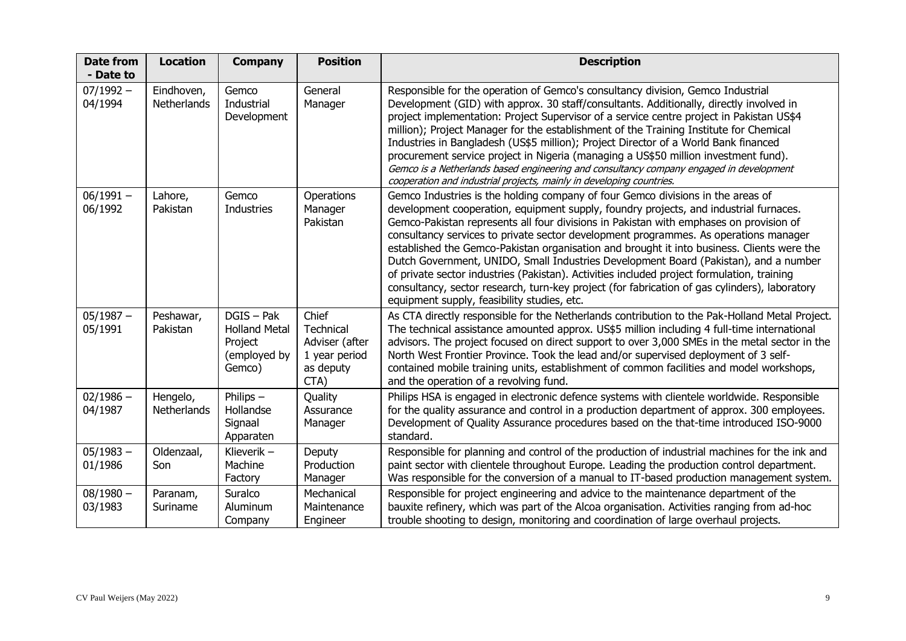| Date from - Date to | Location | Company | Position | Description |
|---|---|---|---|---|
| 07/1992 – 04/1994 | Eindhoven, Netherlands | Gemco Industrial Development | General Manager | Responsible for the operation of Gemco's consultancy division, Gemco Industrial Development (GID) with approx. 30 staff/consultants. Additionally, directly involved in project implementation: Project Supervisor of a service centre project in Pakistan US$4 million); Project Manager for the establishment of the Training Institute for Chemical Industries in Bangladesh (US$5 million); Project Director of a World Bank financed procurement service project in Nigeria (managing a US$50 million investment fund). *Gemco is a Netherlands based engineering and consultancy company engaged in development cooperation and industrial projects, mainly in developing countries.* |
| 06/1991 – 06/1992 | Lahore, Pakistan | Gemco Industries | Operations Manager Pakistan | Gemco Industries is the holding company of four Gemco divisions in the areas of development cooperation, equipment supply, foundry projects, and industrial furnaces. Gemco-Pakistan represents all four divisions in Pakistan with emphases on provision of consultancy services to private sector development programmes. As operations manager established the Gemco-Pakistan organisation and brought it into business. Clients were the Dutch Government, UNIDO, Small Industries Development Board (Pakistan), and a number of private sector industries (Pakistan). Activities included project formulation, training consultancy, sector research, turn-key project (for fabrication of gas cylinders), laboratory equipment supply, feasibility studies, etc. |
| 05/1987 – 05/1991 | Peshawar, Pakistan | DGIS – Pak Holland Metal Project (employed by Gemco) | Chief Technical Adviser (after 1 year period as deputy CTA) | As CTA directly responsible for the Netherlands contribution to the Pak-Holland Metal Project. The technical assistance amounted approx. US$5 million including 4 full-time international advisors. The project focused on direct support to over 3,000 SMEs in the metal sector in the North West Frontier Province. Took the lead and/or supervised deployment of 3 self-contained mobile training units, establishment of common facilities and model workshops, and the operation of a revolving fund. |
| 02/1986 – 04/1987 | Hengelo, Netherlands | Philips – Hollandse Signaal Apparaten | Quality Assurance Manager | Philips HSA is engaged in electronic defence systems with clientele worldwide. Responsible for the quality assurance and control in a production department of approx. 300 employees. Development of Quality Assurance procedures based on the that-time introduced ISO-9000 standard. |
| 05/1983 – 01/1986 | Oldenzaal, Son | Klieverik – Machine Factory | Deputy Production Manager | Responsible for planning and control of the production of industrial machines for the ink and paint sector with clientele throughout Europe. Leading the production control department. Was responsible for the conversion of a manual to IT-based production management system. |
| 08/1980 – 03/1983 | Paranam, Suriname | Suralco Aluminum Company | Mechanical Maintenance Engineer | Responsible for project engineering and advice to the maintenance department of the bauxite refinery, which was part of the Alcoa organisation. Activities ranging from ad-hoc trouble shooting to design, monitoring and coordination of large overhaul projects. |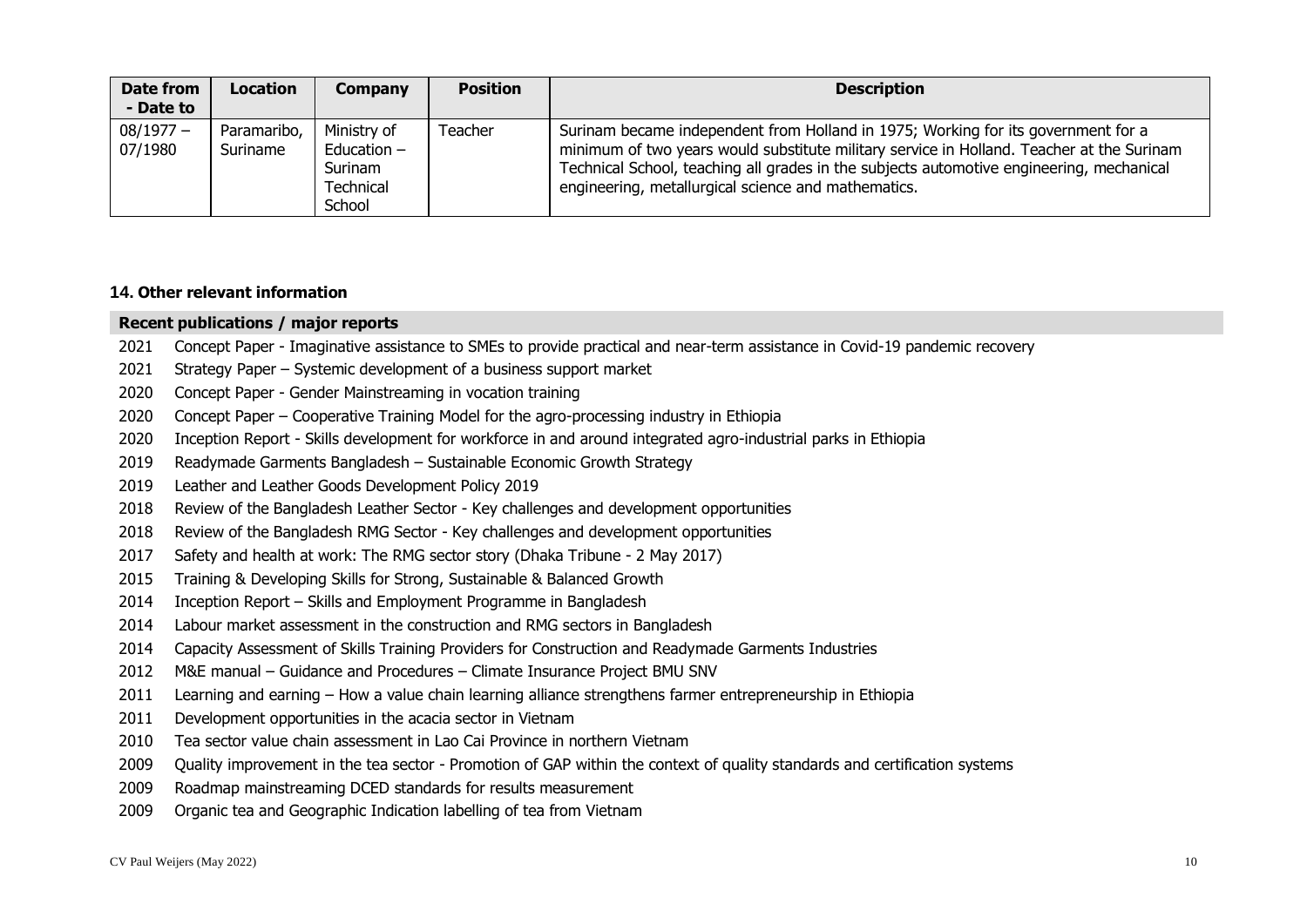| Date from - Date to | Location | Company | Position | Description |
|---|---|---|---|---|
| 08/1977 – 07/1980 | Paramaribo, Suriname | Ministry of Education – Surinam Technical School | Teacher | Surinam became independent from Holland in 1975; Working for its government for a minimum of two years would substitute military service in Holland. Teacher at the Surinam Technical School, teaching all grades in the subjects automotive engineering, mechanical engineering, metallurgical science and mathematics. |

### 14. Other relevant information

**Recent publications / major reports**

2021 Concept Paper - Imaginative assistance to SMEs to provide practical and near-term assistance in Covid-19 pandemic recovery
2021 Strategy Paper – Systemic development of a business support market
2020 Concept Paper - Gender Mainstreaming in vocation training
2020 Concept Paper – Cooperative Training Model for the agro-processing industry in Ethiopia
2020 Inception Report - Skills development for workforce in and around integrated agro-industrial parks in Ethiopia
2019 Readymade Garments Bangladesh – Sustainable Economic Growth Strategy
2019 Leather and Leather Goods Development Policy 2019
2018 Review of the Bangladesh Leather Sector - Key challenges and development opportunities
2018 Review of the Bangladesh RMG Sector - Key challenges and development opportunities
2017 Safety and health at work: The RMG sector story (Dhaka Tribune - 2 May 2017)
2015 Training & Developing Skills for Strong, Sustainable & Balanced Growth
2014 Inception Report – Skills and Employment Programme in Bangladesh
2014 Labour market assessment in the construction and RMG sectors in Bangladesh
2014 Capacity Assessment of Skills Training Providers for Construction and Readymade Garments Industries
2012 M&E manual – Guidance and Procedures – Climate Insurance Project BMU SNV
2011 Learning and earning – How a value chain learning alliance strengthens farmer entrepreneurship in Ethiopia
2011 Development opportunities in the acacia sector in Vietnam
2010 Tea sector value chain assessment in Lao Cai Province in northern Vietnam
2009 Quality improvement in the tea sector - Promotion of GAP within the context of quality standards and certification systems
2009 Roadmap mainstreaming DCED standards for results measurement
2009 Organic tea and Geographic Indication labelling of tea from Vietnam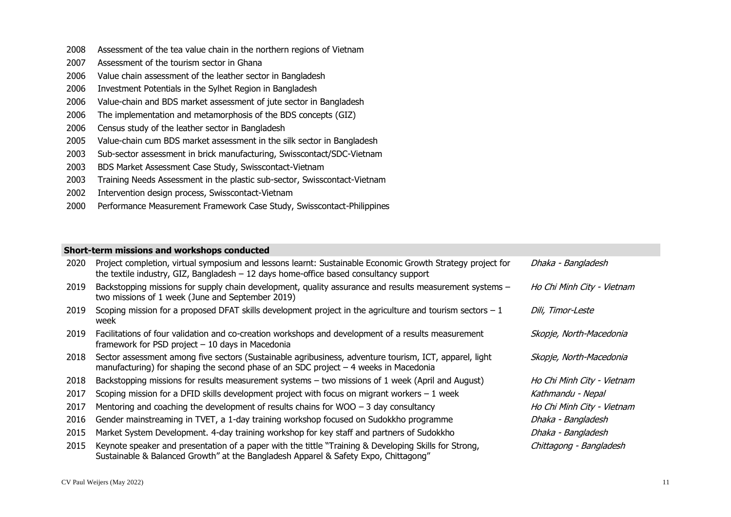| | |
|---|---|
| 2008 | Assessment of the tea value chain in the northern regions of Vietnam |
| 2007 | Assessment of the tourism sector in Ghana |
| 2006 | Value chain assessment of the leather sector in Bangladesh |
| 2006 | Investment Potentials in the Sylhet Region in Bangladesh |
| 2006 | Value-chain and BDS market assessment of jute sector in Bangladesh |
| 2006 | The implementation and metamorphosis of the BDS concepts (GIZ) |
| 2006 | Census study of the leather sector in Bangladesh |
| 2005 | Value-chain cum BDS market assessment in the silk sector in Bangladesh |
| 2003 | Sub-sector assessment in brick manufacturing, Swisscontact/SDC-Vietnam |
| 2003 | BDS Market Assessment Case Study, Swisscontact-Vietnam |
| 2003 | Training Needs Assessment in the plastic sub-sector, Swisscontact-Vietnam |
| 2002 | Intervention design process, Swisscontact-Vietnam |
| 2000 | Performance Measurement Framework Case Study, Swisscontact-Philippines |

## Short-term missions and workshops conducted

| | | |
|---|---|---|
| 2020 | Project completion, virtual symposium and lessons learnt: Sustainable Economic Growth Strategy project for the textile industry, GIZ, Bangladesh – 12 days home-office based consultancy support | *Dhaka - Bangladesh* |
| 2019 | Backstopping missions for supply chain development, quality assurance and results measurement systems – two missions of 1 week (June and September 2019) | *Ho Chi Minh City - Vietnam* |
| 2019 | Scoping mission for a proposed DFAT skills development project in the agriculture and tourism sectors – 1 week | *Dili, Timor-Leste* |
| 2019 | Facilitations of four validation and co-creation workshops and development of a results measurement framework for PSD project – 10 days in Macedonia | *Skopje, North-Macedonia* |
| 2018 | Sector assessment among five sectors (Sustainable agribusiness, adventure tourism, ICT, apparel, light manufacturing) for shaping the second phase of an SDC project – 4 weeks in Macedonia | *Skopje, North-Macedonia* |
| 2018 | Backstopping missions for results measurement systems – two missions of 1 week (April and August) | *Ho Chi Minh City - Vietnam* |
| 2017 | Scoping mission for a DFID skills development project with focus on migrant workers – 1 week | *Kathmandu - Nepal* |
| 2017 | Mentoring and coaching the development of results chains for WOO – 3 day consultancy | *Ho Chi Minh City - Vietnam* |
| 2016 | Gender mainstreaming in TVET, a 1-day training workshop focused on Sudokkho programme | *Dhaka - Bangladesh* |
| 2015 | Market System Development. 4-day training workshop for key staff and partners of Sudokkho | *Dhaka - Bangladesh* |
| 2015 | Keynote speaker and presentation of a paper with the tittle "Training & Developing Skills for Strong, Sustainable & Balanced Growth" at the Bangladesh Apparel & Safety Expo, Chittagong" | *Chittagong - Bangladesh* |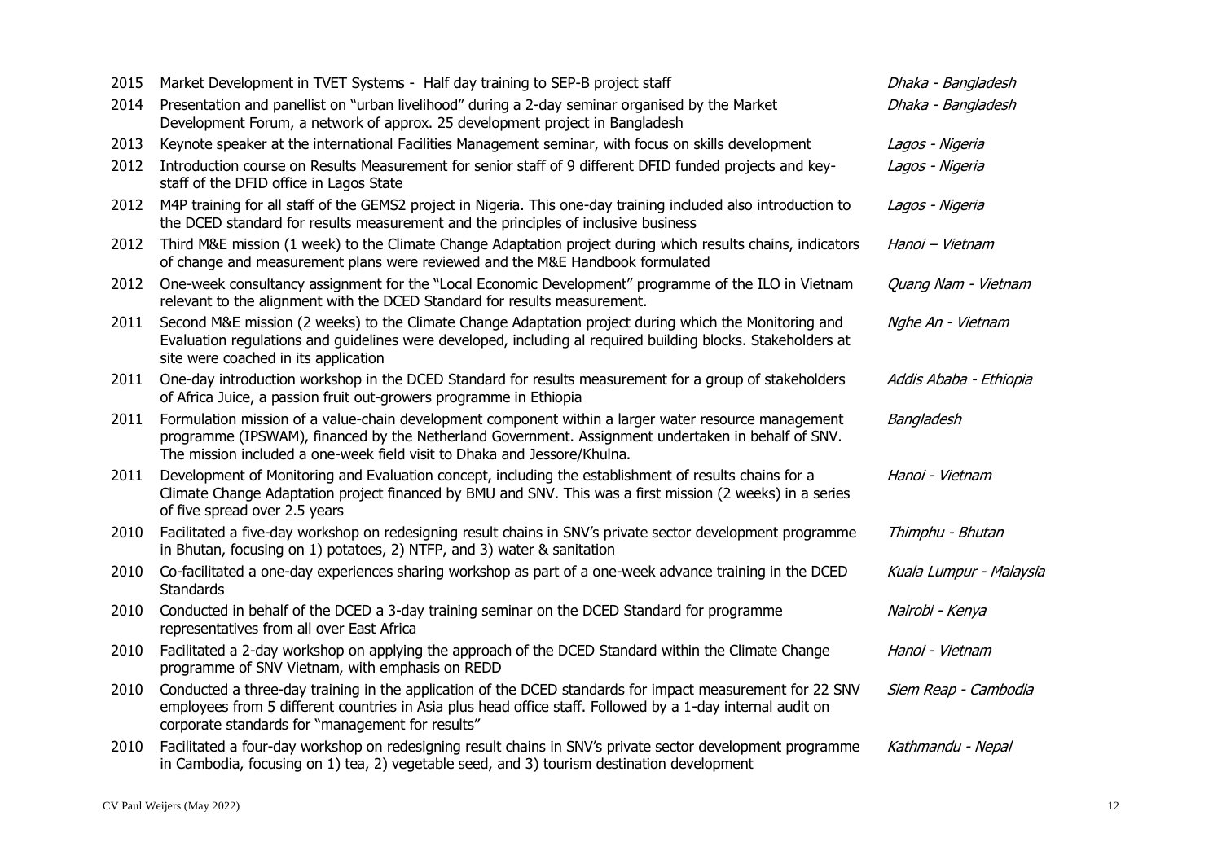| | | |
|---|---|---|
| 2015 | Market Development in TVET Systems - Half day training to SEP-B project staff | *Dhaka - Bangladesh* |
| 2014 | Presentation and panellist on "urban livelihood" during a 2-day seminar organised by the Market Development Forum, a network of approx. 25 development project in Bangladesh | *Dhaka - Bangladesh* |
| 2013 | Keynote speaker at the international Facilities Management seminar, with focus on skills development | *Lagos - Nigeria* |
| 2012 | Introduction course on Results Measurement for senior staff of 9 different DFID funded projects and key-staff of the DFID office in Lagos State | *Lagos - Nigeria* |
| 2012 | M4P training for all staff of the GEMS2 project in Nigeria. This one-day training included also introduction to the DCED standard for results measurement and the principles of inclusive business | *Lagos - Nigeria* |
| 2012 | Third M&E mission (1 week) to the Climate Change Adaptation project during which results chains, indicators of change and measurement plans were reviewed and the M&E Handbook formulated | *Hanoi – Vietnam* |
| 2012 | One-week consultancy assignment for the "Local Economic Development" programme of the ILO in Vietnam relevant to the alignment with the DCED Standard for results measurement. | *Quang Nam - Vietnam* |
| 2011 | Second M&E mission (2 weeks) to the Climate Change Adaptation project during which the Monitoring and Evaluation regulations and guidelines were developed, including al required building blocks. Stakeholders at site were coached in its application | *Nghe An - Vietnam* |
| 2011 | One-day introduction workshop in the DCED Standard for results measurement for a group of stakeholders of Africa Juice, a passion fruit out-growers programme in Ethiopia | *Addis Ababa - Ethiopia* |
| 2011 | Formulation mission of a value-chain development component within a larger water resource management programme (IPSWAM), financed by the Netherland Government. Assignment undertaken in behalf of SNV. The mission included a one-week field visit to Dhaka and Jessore/Khulna. | *Bangladesh* |
| 2011 | Development of Monitoring and Evaluation concept, including the establishment of results chains for a Climate Change Adaptation project financed by BMU and SNV. This was a first mission (2 weeks) in a series of five spread over 2.5 years | *Hanoi - Vietnam* |
| 2010 | Facilitated a five-day workshop on redesigning result chains in SNV's private sector development programme in Bhutan, focusing on 1) potatoes, 2) NTFP, and 3) water & sanitation | *Thimphu - Bhutan* |
| 2010 | Co-facilitated a one-day experiences sharing workshop as part of a one-week advance training in the DCED Standards | *Kuala Lumpur - Malaysia* |
| 2010 | Conducted in behalf of the DCED a 3-day training seminar on the DCED Standard for programme representatives from all over East Africa | *Nairobi - Kenya* |
| 2010 | Facilitated a 2-day workshop on applying the approach of the DCED Standard within the Climate Change programme of SNV Vietnam, with emphasis on REDD | *Hanoi - Vietnam* |
| 2010 | Conducted a three-day training in the application of the DCED standards for impact measurement for 22 SNV employees from 5 different countries in Asia plus head office staff. Followed by a 1-day internal audit on corporate standards for "management for results" | *Siem Reap - Cambodia* |
| 2010 | Facilitated a four-day workshop on redesigning result chains in SNV's private sector development programme in Cambodia, focusing on 1) tea, 2) vegetable seed, and 3) tourism destination development | *Kathmandu - Nepal* |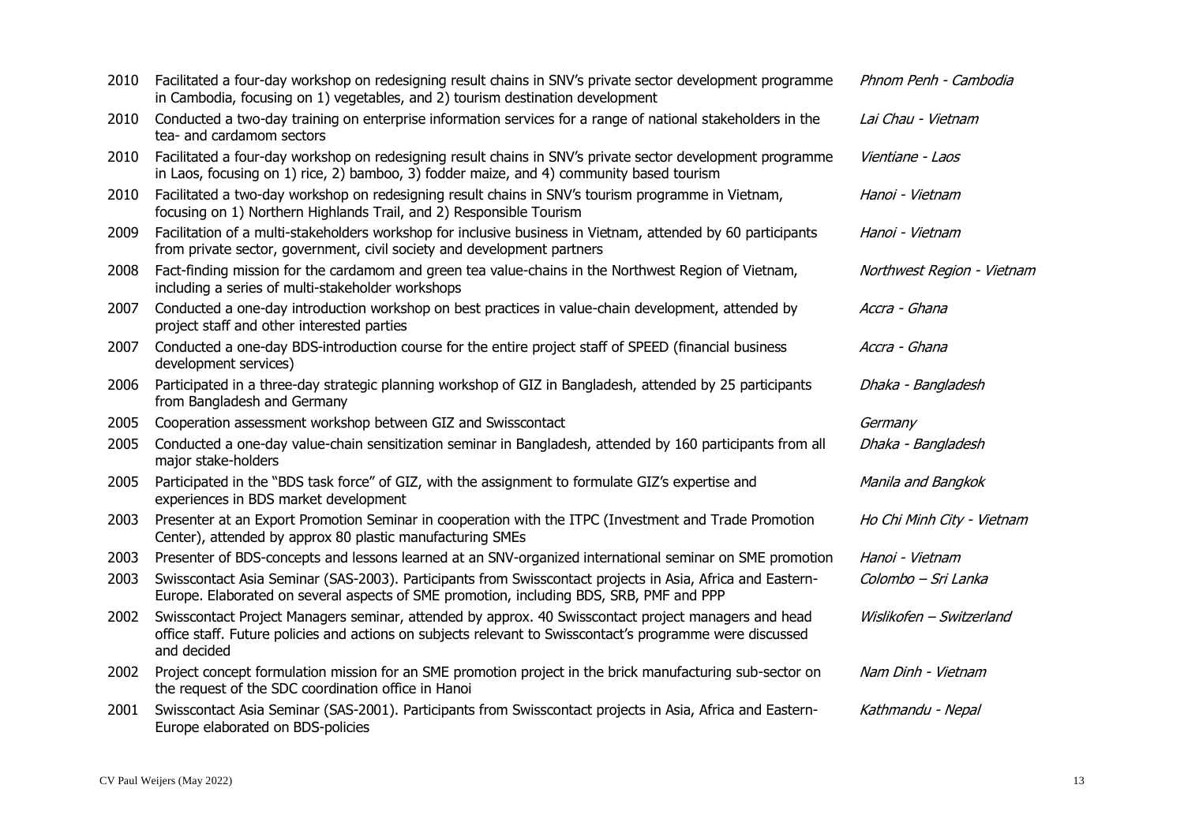| | | |
|---|---|---|
| 2010 | Facilitated a four-day workshop on redesigning result chains in SNV's private sector development programme in Cambodia, focusing on 1) vegetables, and 2) tourism destination development | *Phnom Penh - Cambodia* |
| 2010 | Conducted a two-day training on enterprise information services for a range of national stakeholders in the tea- and cardamom sectors | *Lai Chau - Vietnam* |
| 2010 | Facilitated a four-day workshop on redesigning result chains in SNV's private sector development programme in Laos, focusing on 1) rice, 2) bamboo, 3) fodder maize, and 4) community based tourism | *Vientiane - Laos* |
| 2010 | Facilitated a two-day workshop on redesigning result chains in SNV's tourism programme in Vietnam, focusing on 1) Northern Highlands Trail, and 2) Responsible Tourism | *Hanoi - Vietnam* |
| 2009 | Facilitation of a multi-stakeholders workshop for inclusive business in Vietnam, attended by 60 participants from private sector, government, civil society and development partners | *Hanoi - Vietnam* |
| 2008 | Fact-finding mission for the cardamom and green tea value-chains in the Northwest Region of Vietnam, including a series of multi-stakeholder workshops | *Northwest Region - Vietnam* |
| 2007 | Conducted a one-day introduction workshop on best practices in value-chain development, attended by project staff and other interested parties | *Accra - Ghana* |
| 2007 | Conducted a one-day BDS-introduction course for the entire project staff of SPEED (financial business development services) | *Accra - Ghana* |
| 2006 | Participated in a three-day strategic planning workshop of GIZ in Bangladesh, attended by 25 participants from Bangladesh and Germany | *Dhaka - Bangladesh* |
| 2005 | Cooperation assessment workshop between GIZ and Swisscontact | *Germany* |
| 2005 | Conducted a one-day value-chain sensitization seminar in Bangladesh, attended by 160 participants from all major stake-holders | *Dhaka - Bangladesh* |
| 2005 | Participated in the "BDS task force" of GIZ, with the assignment to formulate GIZ's expertise and experiences in BDS market development | *Manila and Bangkok* |
| 2003 | Presenter at an Export Promotion Seminar in cooperation with the ITPC (Investment and Trade Promotion Center), attended by approx 80 plastic manufacturing SMEs | *Ho Chi Minh City - Vietnam* |
| 2003 | Presenter of BDS-concepts and lessons learned at an SNV-organized international seminar on SME promotion | *Hanoi - Vietnam* |
| 2003 | Swisscontact Asia Seminar (SAS-2003). Participants from Swisscontact projects in Asia, Africa and Eastern-Europe. Elaborated on several aspects of SME promotion, including BDS, SRB, PMF and PPP | *Colombo – Sri Lanka* |
| 2002 | Swisscontact Project Managers seminar, attended by approx. 40 Swisscontact project managers and head office staff. Future policies and actions on subjects relevant to Swisscontact's programme were discussed and decided | *Wislikofen – Switzerland* |
| 2002 | Project concept formulation mission for an SME promotion project in the brick manufacturing sub-sector on the request of the SDC coordination office in Hanoi | *Nam Dinh - Vietnam* |
| 2001 | Swisscontact Asia Seminar (SAS-2001). Participants from Swisscontact projects in Asia, Africa and Eastern-Europe elaborated on BDS-policies | *Kathmandu - Nepal* |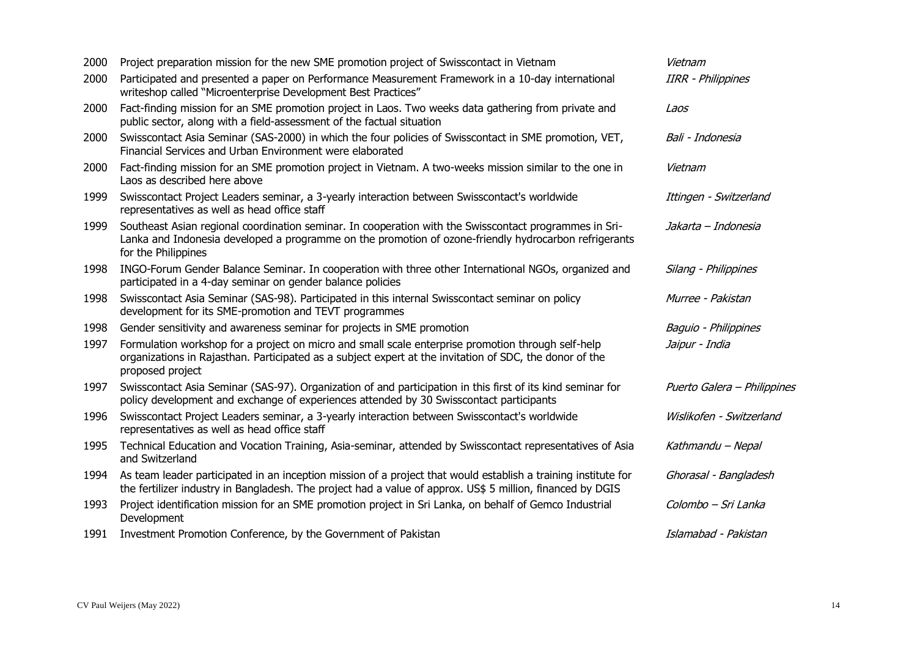| | | |
|---|---|---|
| 2000 | Project preparation mission for the new SME promotion project of Swisscontact in Vietnam | *Vietnam* |
| 2000 | Participated and presented a paper on Performance Measurement Framework in a 10-day international writeshop called "Microenterprise Development Best Practices" | *IIRR - Philippines* |
| 2000 | Fact-finding mission for an SME promotion project in Laos. Two weeks data gathering from private and public sector, along with a field-assessment of the factual situation | *Laos* |
| 2000 | Swisscontact Asia Seminar (SAS-2000) in which the four policies of Swisscontact in SME promotion, VET, Financial Services and Urban Environment were elaborated | *Bali - Indonesia* |
| 2000 | Fact-finding mission for an SME promotion project in Vietnam. A two-weeks mission similar to the one in Laos as described here above | *Vietnam* |
| 1999 | Swisscontact Project Leaders seminar, a 3-yearly interaction between Swisscontact's worldwide representatives as well as head office staff | *Ittingen - Switzerland* |
| 1999 | Southeast Asian regional coordination seminar. In cooperation with the Swisscontact programmes in Sri-Lanka and Indonesia developed a programme on the promotion of ozone-friendly hydrocarbon refrigerants for the Philippines | *Jakarta – Indonesia* |
| 1998 | INGO-Forum Gender Balance Seminar. In cooperation with three other International NGOs, organized and participated in a 4-day seminar on gender balance policies | *Silang - Philippines* |
| 1998 | Swisscontact Asia Seminar (SAS-98). Participated in this internal Swisscontact seminar on policy development for its SME-promotion and TEVT programmes | *Murree - Pakistan* |
| 1998 | Gender sensitivity and awareness seminar for projects in SME promotion | *Baguio - Philippines* |
| 1997 | Formulation workshop for a project on micro and small scale enterprise promotion through self-help organizations in Rajasthan. Participated as a subject expert at the invitation of SDC, the donor of the proposed project | *Jaipur - India* |
| 1997 | Swisscontact Asia Seminar (SAS-97). Organization of and participation in this first of its kind seminar for policy development and exchange of experiences attended by 30 Swisscontact participants | *Puerto Galera – Philippines* |
| 1996 | Swisscontact Project Leaders seminar, a 3-yearly interaction between Swisscontact's worldwide representatives as well as head office staff | *Wislikofen - Switzerland* |
| 1995 | Technical Education and Vocation Training, Asia-seminar, attended by Swisscontact representatives of Asia and Switzerland | *Kathmandu – Nepal* |
| 1994 | As team leader participated in an inception mission of a project that would establish a training institute for the fertilizer industry in Bangladesh. The project had a value of approx. US$ 5 million, financed by DGIS | *Ghorasal - Bangladesh* |
| 1993 | Project identification mission for an SME promotion project in Sri Lanka, on behalf of Gemco Industrial Development | *Colombo – Sri Lanka* |
| 1991 | Investment Promotion Conference, by the Government of Pakistan | *Islamabad - Pakistan* |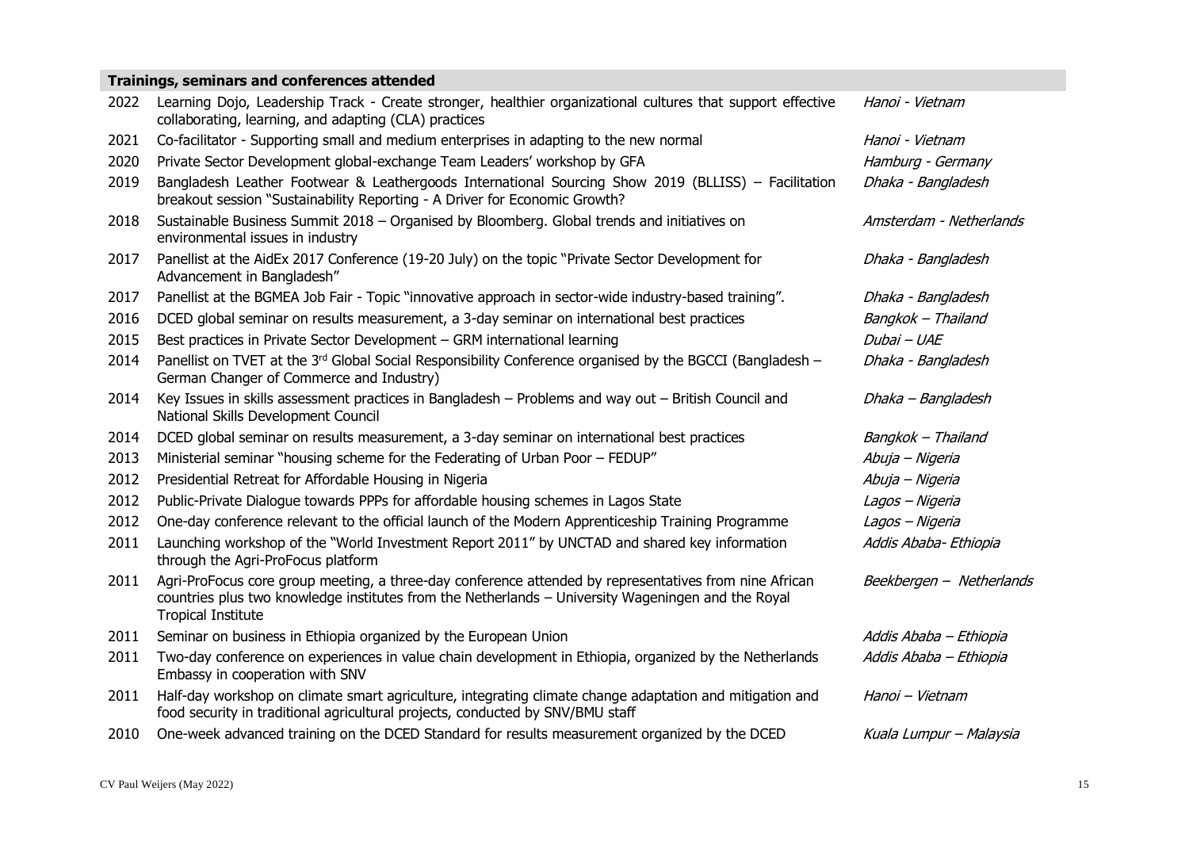| **Trainings, seminars and conferences attended** | | |
|---|---|---|
| 2022 | Learning Dojo, Leadership Track - Create stronger, healthier organizational cultures that support effective collaborating, learning, and adapting (CLA) practices | *Hanoi - Vietnam* |
| 2021 | Co-facilitator - Supporting small and medium enterprises in adapting to the new normal | *Hanoi - Vietnam* |
| 2020 | Private Sector Development global-exchange Team Leaders' workshop by GFA | *Hamburg - Germany* |
| 2019 | Bangladesh Leather Footwear & Leathergoods International Sourcing Show 2019 (BLLISS) – Facilitation breakout session "Sustainability Reporting - A Driver for Economic Growth? | *Dhaka - Bangladesh* |
| 2018 | Sustainable Business Summit 2018 – Organised by Bloomberg. Global trends and initiatives on environmental issues in industry | *Amsterdam - Netherlands* |
| 2017 | Panellist at the AidEx 2017 Conference (19-20 July) on the topic "Private Sector Development for Advancement in Bangladesh" | *Dhaka - Bangladesh* |
| 2017 | Panellist at the BGMEA Job Fair - Topic "innovative approach in sector-wide industry-based training". | *Dhaka - Bangladesh* |
| 2016 | DCED global seminar on results measurement, a 3-day seminar on international best practices | *Bangkok – Thailand* |
| 2015 | Best practices in Private Sector Development – GRM international learning | *Dubai – UAE* |
| 2014 | Panellist on TVET at the 3rd Global Social Responsibility Conference organised by the BGCCI (Bangladesh – German Changer of Commerce and Industry) | *Dhaka - Bangladesh* |
| 2014 | Key Issues in skills assessment practices in Bangladesh – Problems and way out – British Council and National Skills Development Council | *Dhaka – Bangladesh* |
| 2014 | DCED global seminar on results measurement, a 3-day seminar on international best practices | *Bangkok – Thailand* |
| 2013 | Ministerial seminar "housing scheme for the Federating of Urban Poor – FEDUP" | *Abuja – Nigeria* |
| 2012 | Presidential Retreat for Affordable Housing in Nigeria | *Abuja – Nigeria* |
| 2012 | Public-Private Dialogue towards PPPs for affordable housing schemes in Lagos State | *Lagos – Nigeria* |
| 2012 | One-day conference relevant to the official launch of the Modern Apprenticeship Training Programme | *Lagos – Nigeria* |
| 2011 | Launching workshop of the "World Investment Report 2011" by UNCTAD and shared key information through the Agri-ProFocus platform | *Addis Ababa- Ethiopia* |
| 2011 | Agri-ProFocus core group meeting, a three-day conference attended by representatives from nine African countries plus two knowledge institutes from the Netherlands – University Wageningen and the Royal Tropical Institute | *Beekbergen – Netherlands* |
| 2011 | Seminar on business in Ethiopia organized by the European Union | *Addis Ababa – Ethiopia* |
| 2011 | Two-day conference on experiences in value chain development in Ethiopia, organized by the Netherlands Embassy in cooperation with SNV | *Addis Ababa – Ethiopia* |
| 2011 | Half-day workshop on climate smart agriculture, integrating climate change adaptation and mitigation and food security in traditional agricultural projects, conducted by SNV/BMU staff | *Hanoi – Vietnam* |
| 2010 | One-week advanced training on the DCED Standard for results measurement organized by the DCED | *Kuala Lumpur – Malaysia* |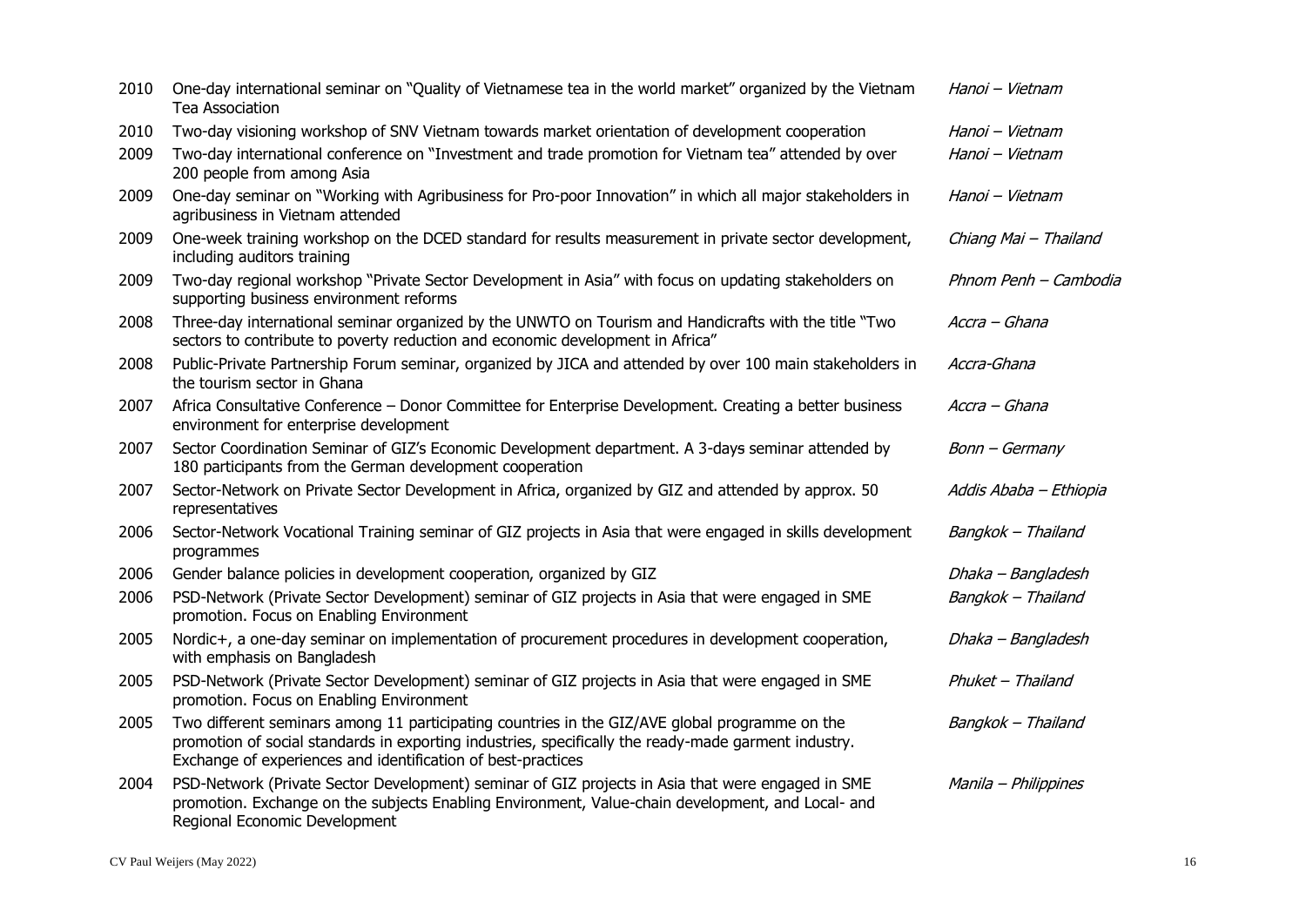| | | |
|---|---|---|
| 2010 | One-day international seminar on "Quality of Vietnamese tea in the world market" organized by the Vietnam Tea Association | *Hanoi – Vietnam* |
| 2010 | Two-day visioning workshop of SNV Vietnam towards market orientation of development cooperation | *Hanoi – Vietnam* |
| 2009 | Two-day international conference on "Investment and trade promotion for Vietnam tea" attended by over 200 people from among Asia | *Hanoi – Vietnam* |
| 2009 | One-day seminar on "Working with Agribusiness for Pro-poor Innovation" in which all major stakeholders in agribusiness in Vietnam attended | *Hanoi – Vietnam* |
| 2009 | One-week training workshop on the DCED standard for results measurement in private sector development, including auditors training | *Chiang Mai – Thailand* |
| 2009 | Two-day regional workshop "Private Sector Development in Asia" with focus on updating stakeholders on supporting business environment reforms | *Phnom Penh – Cambodia* |
| 2008 | Three-day international seminar organized by the UNWTO on Tourism and Handicrafts with the title "Two sectors to contribute to poverty reduction and economic development in Africa" | *Accra – Ghana* |
| 2008 | Public-Private Partnership Forum seminar, organized by JICA and attended by over 100 main stakeholders in the tourism sector in Ghana | *Accra-Ghana* |
| 2007 | Africa Consultative Conference – Donor Committee for Enterprise Development. Creating a better business environment for enterprise development | *Accra – Ghana* |
| 2007 | Sector Coordination Seminar of GIZ's Economic Development department. A 3-days seminar attended by 180 participants from the German development cooperation | *Bonn – Germany* |
| 2007 | Sector-Network on Private Sector Development in Africa, organized by GIZ and attended by approx. 50 representatives | *Addis Ababa – Ethiopia* |
| 2006 | Sector-Network Vocational Training seminar of GIZ projects in Asia that were engaged in skills development programmes | *Bangkok – Thailand* |
| 2006 | Gender balance policies in development cooperation, organized by GIZ | *Dhaka – Bangladesh* |
| 2006 | PSD-Network (Private Sector Development) seminar of GIZ projects in Asia that were engaged in SME promotion. Focus on Enabling Environment | *Bangkok – Thailand* |
| 2005 | Nordic+, a one-day seminar on implementation of procurement procedures in development cooperation, with emphasis on Bangladesh | *Dhaka – Bangladesh* |
| 2005 | PSD-Network (Private Sector Development) seminar of GIZ projects in Asia that were engaged in SME promotion. Focus on Enabling Environment | *Phuket – Thailand* |
| 2005 | Two different seminars among 11 participating countries in the GIZ/AVE global programme on the promotion of social standards in exporting industries, specifically the ready-made garment industry. Exchange of experiences and identification of best-practices | *Bangkok – Thailand* |
| 2004 | PSD-Network (Private Sector Development) seminar of GIZ projects in Asia that were engaged in SME promotion. Exchange on the subjects Enabling Environment, Value-chain development, and Local- and Regional Economic Development | *Manila – Philippines* |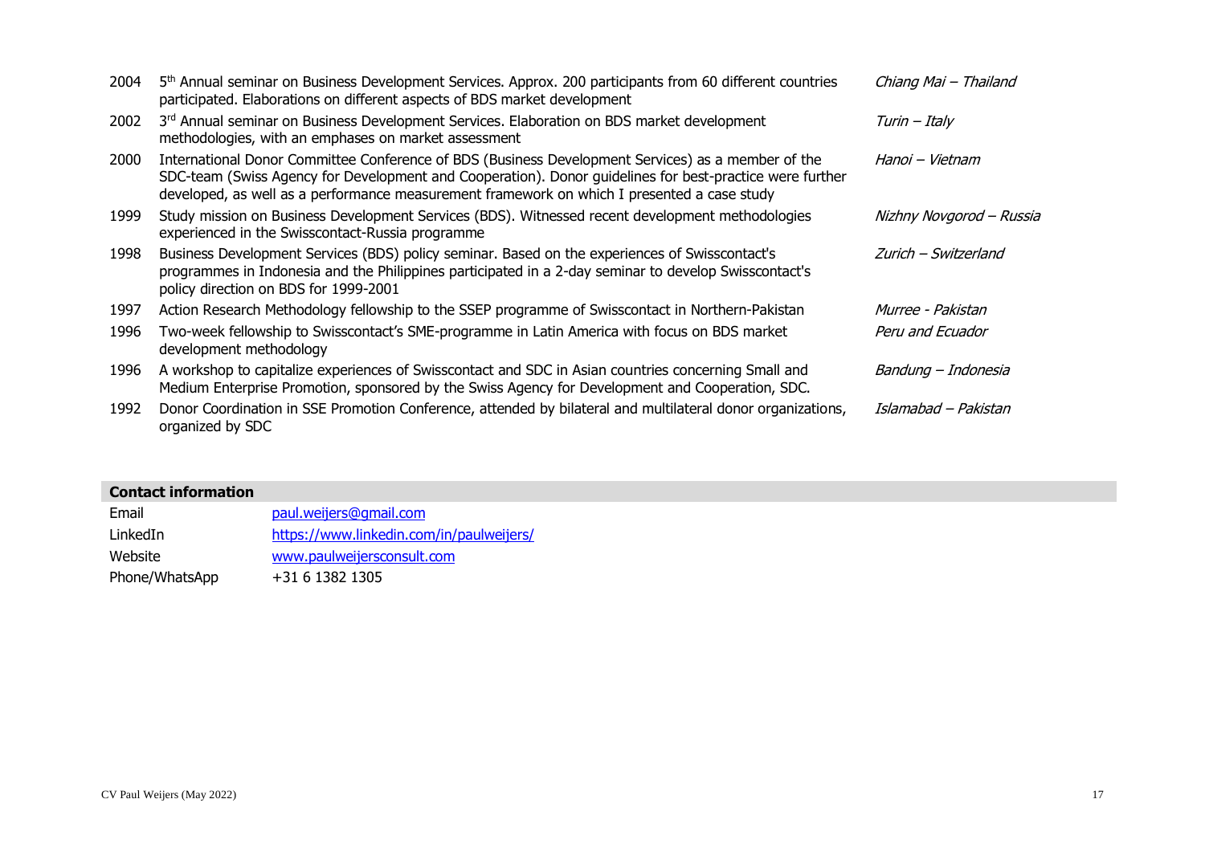| | | |
|---|---|---|
| 2004 | 5th Annual seminar on Business Development Services. Approx. 200 participants from 60 different countries participated. Elaborations on different aspects of BDS market development | *Chiang Mai – Thailand* |
| 2002 | 3rd Annual seminar on Business Development Services. Elaboration on BDS market development methodologies, with an emphases on market assessment | *Turin – Italy* |
| 2000 | International Donor Committee Conference of BDS (Business Development Services) as a member of the SDC-team (Swiss Agency for Development and Cooperation). Donor guidelines for best-practice were further developed, as well as a performance measurement framework on which I presented a case study | *Hanoi – Vietnam* |
| 1999 | Study mission on Business Development Services (BDS). Witnessed recent development methodologies experienced in the Swisscontact-Russia programme | *Nizhny Novgorod – Russia* |
| 1998 | Business Development Services (BDS) policy seminar. Based on the experiences of Swisscontact's programmes in Indonesia and the Philippines participated in a 2-day seminar to develop Swisscontact's policy direction on BDS for 1999-2001 | *Zurich – Switzerland* |
| 1997 | Action Research Methodology fellowship to the SSEP programme of Swisscontact in Northern-Pakistan | *Murree - Pakistan* |
| 1996 | Two-week fellowship to Swisscontact's SME-programme in Latin America with focus on BDS market development methodology | *Peru and Ecuador* |
| 1996 | A workshop to capitalize experiences of Swisscontact and SDC in Asian countries concerning Small and Medium Enterprise Promotion, sponsored by the Swiss Agency for Development and Cooperation, SDC. | *Bandung – Indonesia* |
| 1992 | Donor Coordination in SSE Promotion Conference, attended by bilateral and multilateral donor organizations, organized by SDC | *Islamabad – Pakistan* |

## Contact information

| | |
|---|---|
| Email | paul.weijers@gmail.com |
| LinkedIn | https://www.linkedin.com/in/paulweijers/ |
| Website | www.paulweijersconsult.com |
| Phone/WhatsApp | +31 6 1382 1305 |